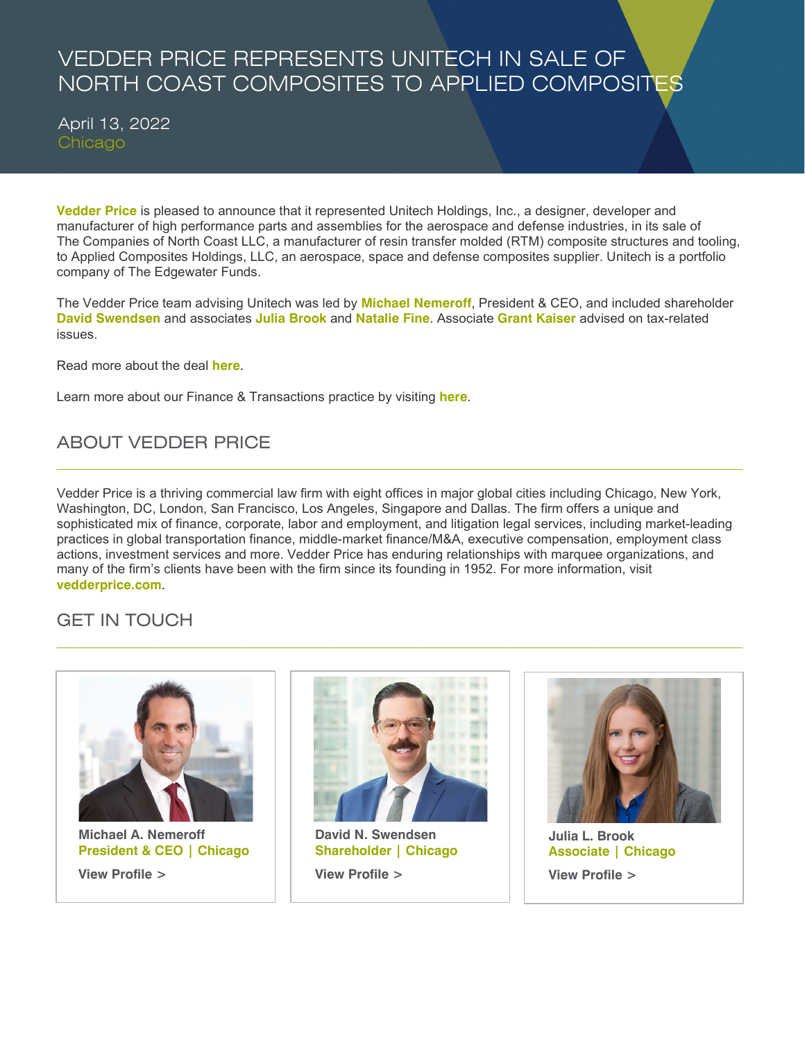# VEDDER PRICE REPRESENTS UNITECH IN SALE OF NORTH COAST COMPOSITES TO APPLIED COMPOSITES

April 13, 2022
Chicago

**Vedder Price** is pleased to announce that it represented Unitech Holdings, Inc., a designer, developer and manufacturer of high performance parts and assemblies for the aerospace and defense industries, in its sale of The Companies of North Coast LLC, a manufacturer of resin transfer molded (RTM) composite structures and tooling, to Applied Composites Holdings, LLC, an aerospace, space and defense composites supplier. Unitech is a portfolio company of The Edgewater Funds.

The Vedder Price team advising Unitech was led by **Michael Nemeroff**, President & CEO, and included shareholder **David Swendsen** and associates **Julia Brook** and **Natalie Fine**. Associate **Grant Kaiser** advised on tax-related issues.

Read more about the deal **here**.

Learn more about our Finance & Transactions practice by visiting **here**.

## ABOUT VEDDER PRICE

Vedder Price is a thriving commercial law firm with eight offices in major global cities including Chicago, New York, Washington, DC, London, San Francisco, Los Angeles, Singapore and Dallas. The firm offers a unique and sophisticated mix of finance, corporate, labor and employment, and litigation legal services, including market-leading practices in global transportation finance, middle-market finance/M&A, executive compensation, employment class actions, investment services and more. Vedder Price has enduring relationships with marquee organizations, and many of the firm's clients have been with the firm since its founding in 1952. For more information, visit **vedderprice.com**.

## GET IN TOUCH

**Michael A. Nemeroff**
President & CEO | Chicago
View Profile >

**David N. Swendsen**
Shareholder | Chicago
View Profile >

**Julia L. Brook**
Associate | Chicago
View Profile >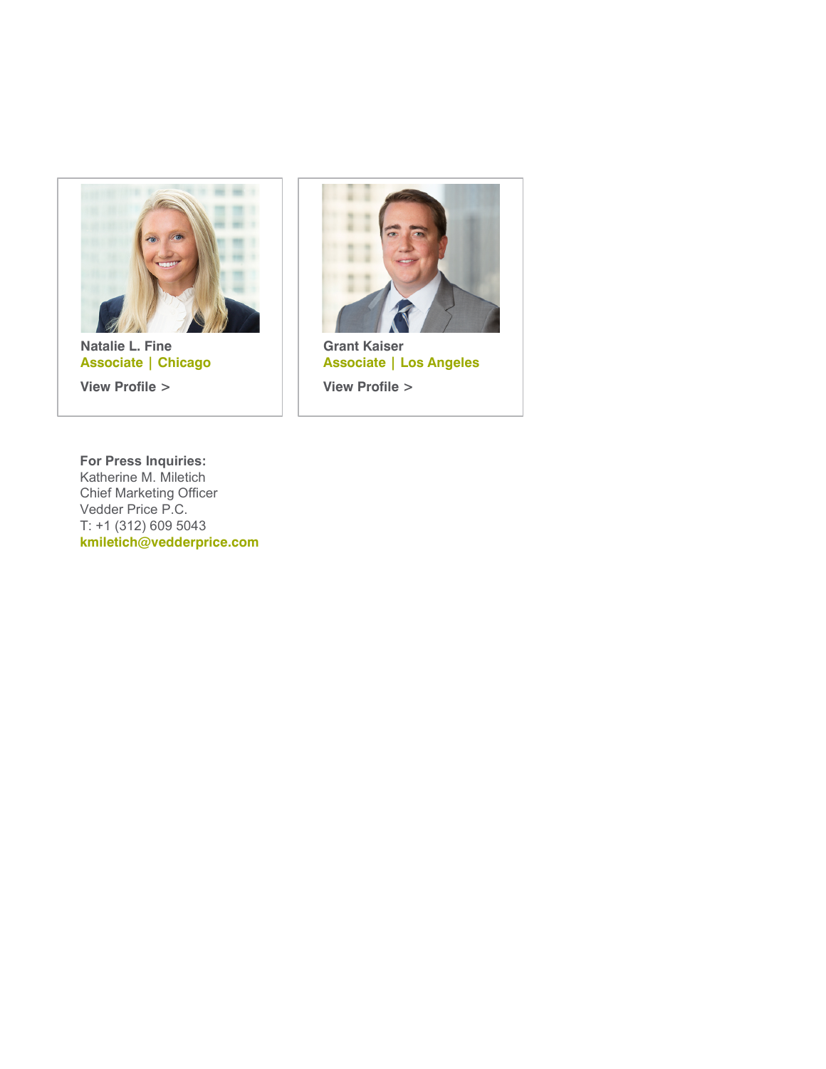**Natalie L. Fine**
**Associate | Chicago**

**View Profile >**

**Grant Kaiser**
**Associate | Los Angeles**

**View Profile >**

**For Press Inquiries:**
Katherine M. Miletich
Chief Marketing Officer
Vedder Price P.C.
T: +1 (312) 609 5043
**kmiletich@vedderprice.com**